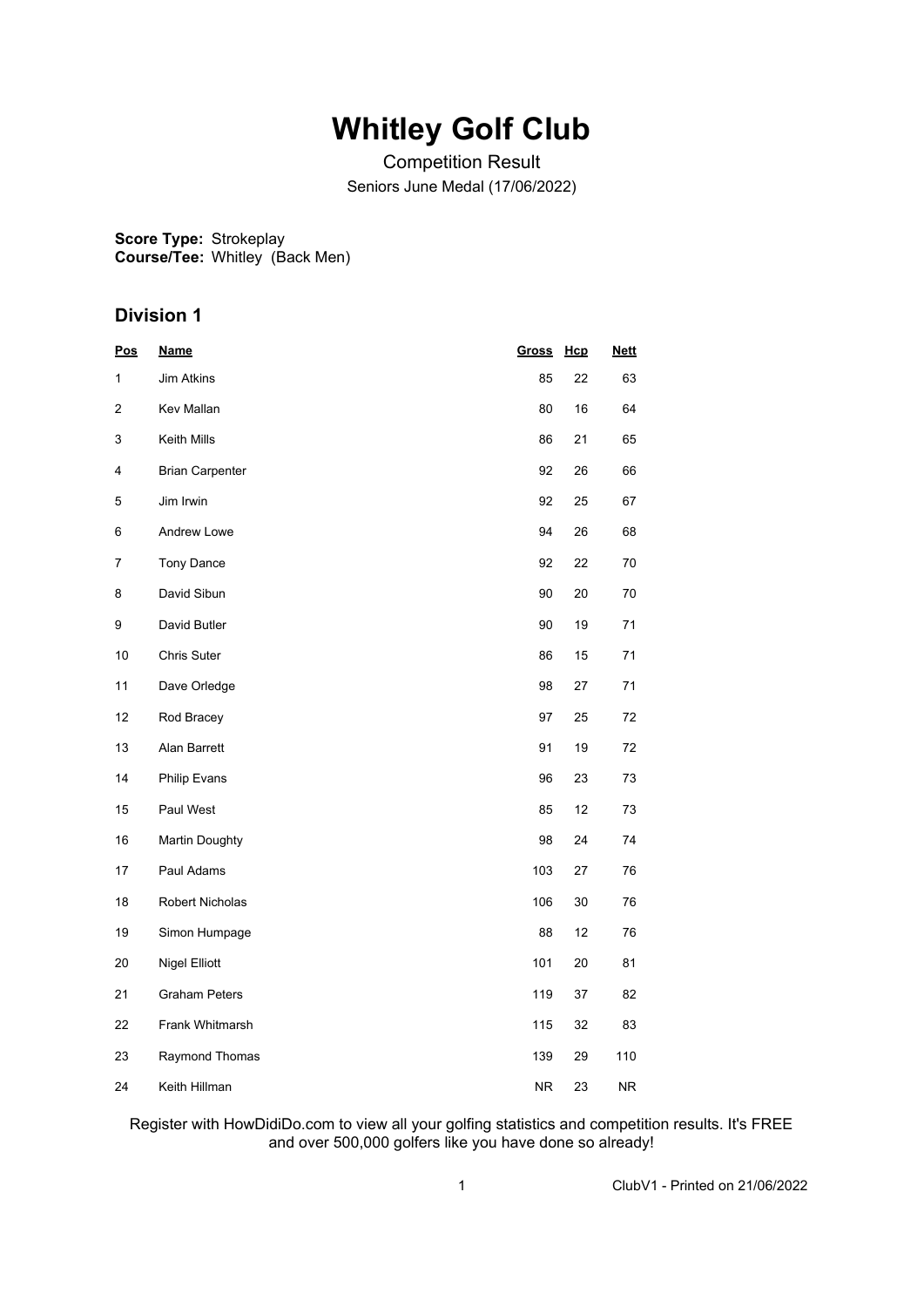# Whitley Golf Club

Competition Result

Seniors June Medal (17/06/2022)

**Score Type:** Strokeplay
**Course/Tee:** Whitley (Back Men)

## Division 1

| Pos | Name | Gross | Hcp | Nett |
|---|---|---|---|---|
| 1 | Jim Atkins | 85 | 22 | 63 |
| 2 | Kev Mallan | 80 | 16 | 64 |
| 3 | Keith Mills | 86 | 21 | 65 |
| 4 | Brian Carpenter | 92 | 26 | 66 |
| 5 | Jim Irwin | 92 | 25 | 67 |
| 6 | Andrew Lowe | 94 | 26 | 68 |
| 7 | Tony Dance | 92 | 22 | 70 |
| 8 | David Sibun | 90 | 20 | 70 |
| 9 | David Butler | 90 | 19 | 71 |
| 10 | Chris Suter | 86 | 15 | 71 |
| 11 | Dave Orledge | 98 | 27 | 71 |
| 12 | Rod Bracey | 97 | 25 | 72 |
| 13 | Alan Barrett | 91 | 19 | 72 |
| 14 | Philip Evans | 96 | 23 | 73 |
| 15 | Paul West | 85 | 12 | 73 |
| 16 | Martin Doughty | 98 | 24 | 74 |
| 17 | Paul Adams | 103 | 27 | 76 |
| 18 | Robert Nicholas | 106 | 30 | 76 |
| 19 | Simon Humpage | 88 | 12 | 76 |
| 20 | Nigel Elliott | 101 | 20 | 81 |
| 21 | Graham Peters | 119 | 37 | 82 |
| 22 | Frank Whitmarsh | 115 | 32 | 83 |
| 23 | Raymond Thomas | 139 | 29 | 110 |
| 24 | Keith Hillman | NR | 23 | NR |

Register with HowDidiDo.com to view all your golfing statistics and competition results. It's FREE and over 500,000 golfers like you have done so already!

ClubV1 - Printed on 21/06/2022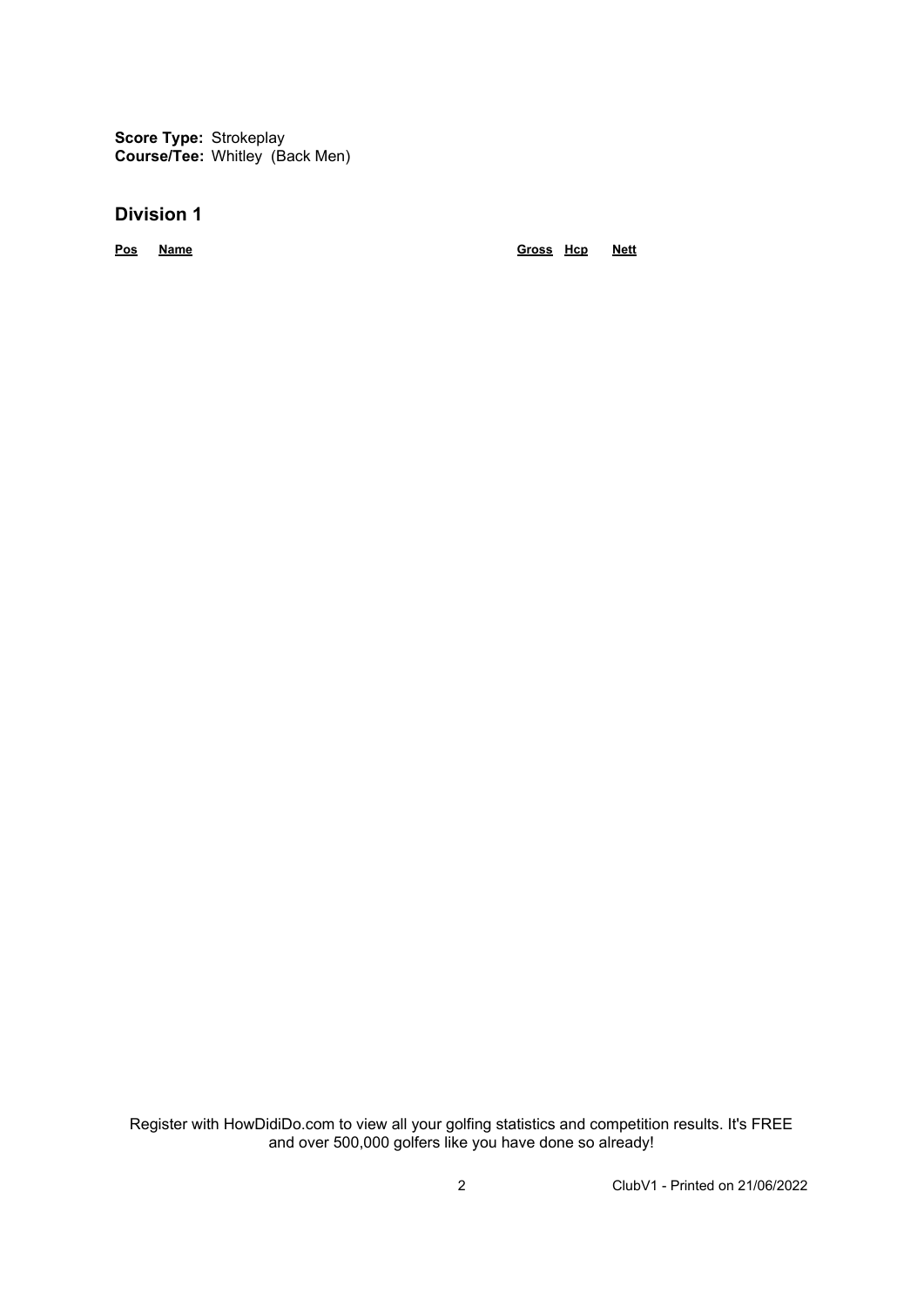**Score Type:** Strokeplay
**Course/Tee:** Whitley (Back Men)

## Division 1

| Pos | Name | Gross | Hcp | Nett |
|---|---|---|---|---|

Register with HowDidiDo.com to view all your golfing statistics and competition results. It's FREE and over 500,000 golfers like you have done so already!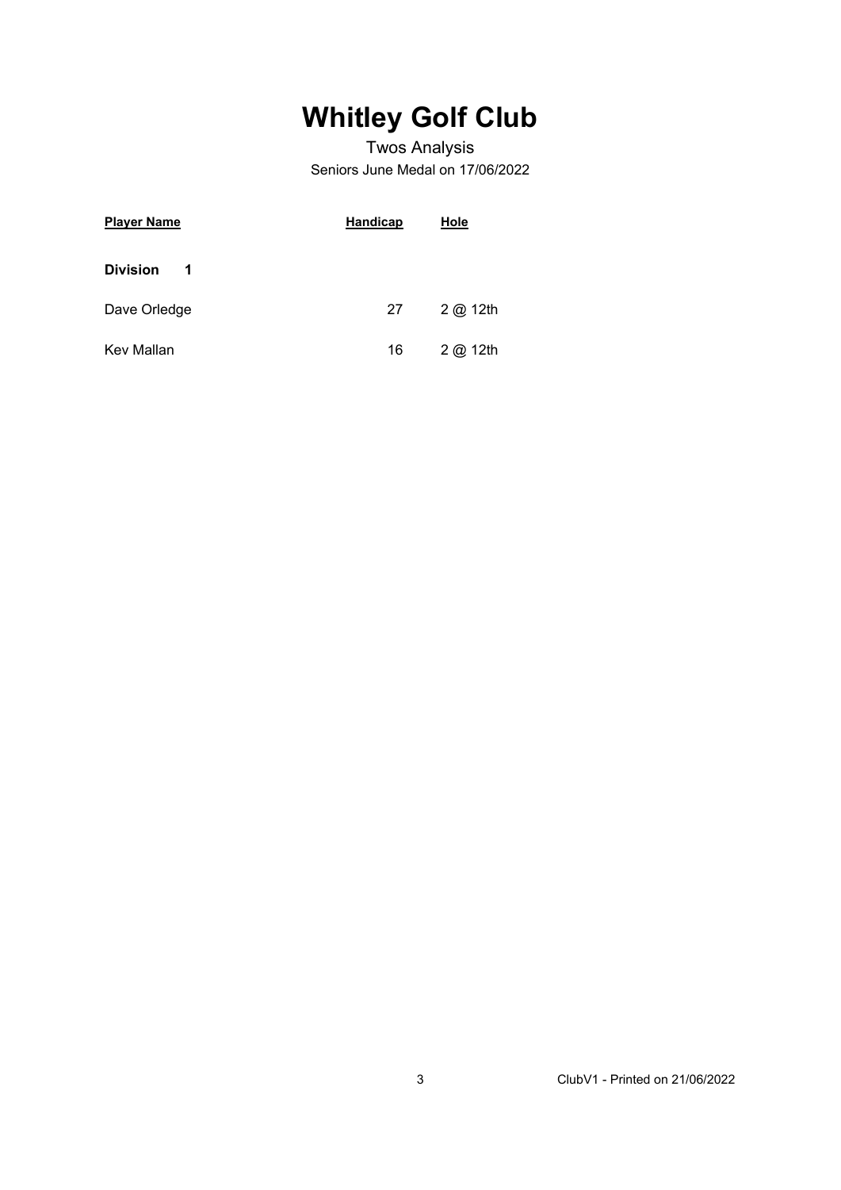# Whitley Golf Club

Twos Analysis

Seniors June Medal on 17/06/2022

| Player Name | Handicap | Hole |
|---|---|---|
| **Division 1** | | |
| Dave Orledge | 27 | 2 @ 12th |
| Kev Mallan | 16 | 2 @ 12th |

ClubV1 - Printed on 21/06/2022